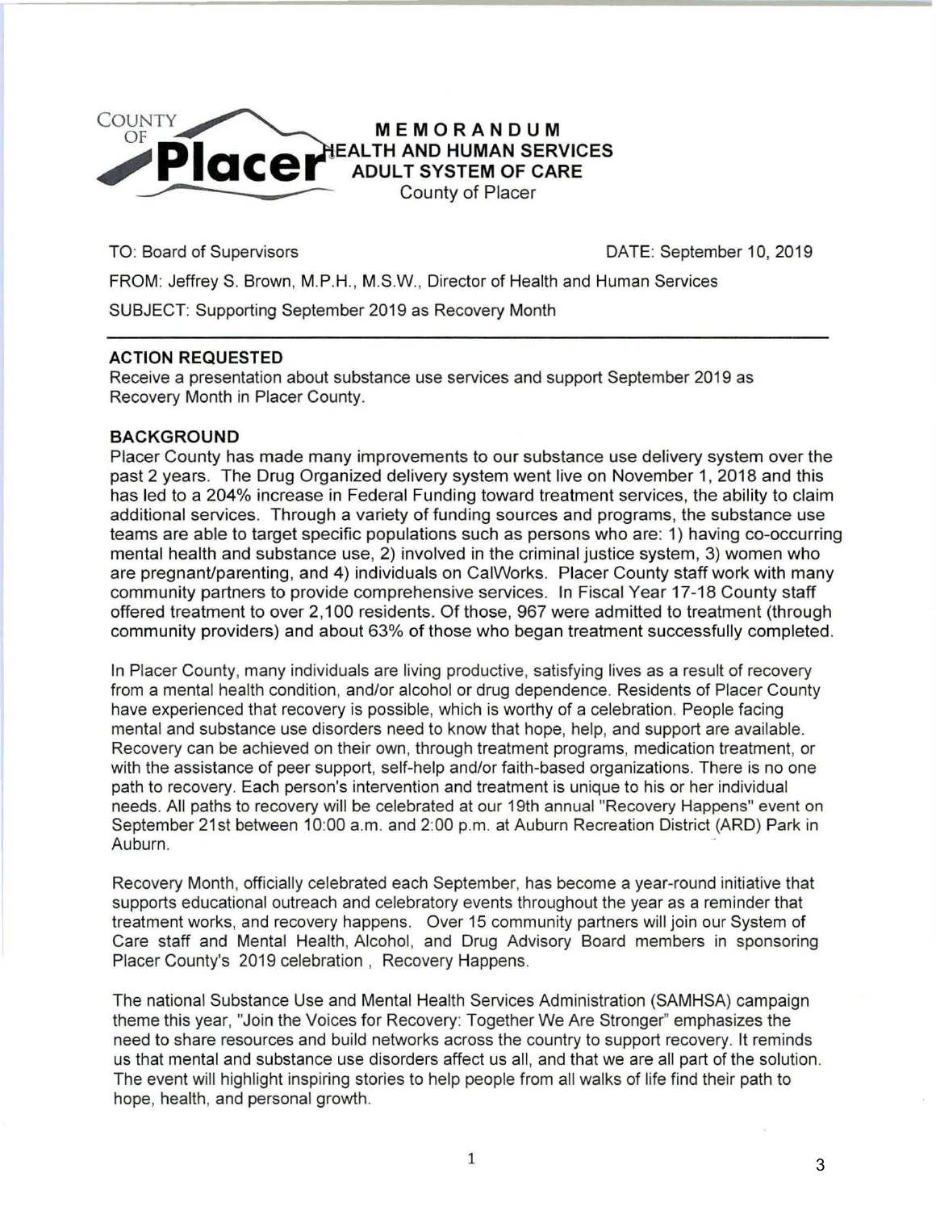COUNTY OF **Placer**

**MEMORANDUM**
**HEALTH AND HUMAN SERVICES**
**ADULT SYSTEM OF CARE**
County of Placer

TO: Board of Supervisors

DATE: September 10, 2019

FROM: Jeffrey S. Brown, M.P.H., M.S.W., Director of Health and Human Services

SUBJECT: Supporting September 2019 as Recovery Month

---

## ACTION REQUESTED

Receive a presentation about substance use services and support September 2019 as Recovery Month in Placer County.

## BACKGROUND

Placer County has made many improvements to our substance use delivery system over the past 2 years. The Drug Organized delivery system went live on November 1, 2018 and this has led to a 204% increase in Federal Funding toward treatment services, the ability to claim additional services. Through a variety of funding sources and programs, the substance use teams are able to target specific populations such as persons who are: 1) having co-occurring mental health and substance use, 2) involved in the criminal justice system, 3) women who are pregnant/parenting, and 4) individuals on CalWorks. Placer County staff work with many community partners to provide comprehensive services. In Fiscal Year 17-18 County staff offered treatment to over 2,100 residents. Of those, 967 were admitted to treatment (through community providers) and about 63% of those who began treatment successfully completed.

In Placer County, many individuals are living productive, satisfying lives as a result of recovery from a mental health condition, and/or alcohol or drug dependence. Residents of Placer County have experienced that recovery is possible, which is worthy of a celebration. People facing mental and substance use disorders need to know that hope, help, and support are available. Recovery can be achieved on their own, through treatment programs, medication treatment, or with the assistance of peer support, self-help and/or faith-based organizations. There is no one path to recovery. Each person's intervention and treatment is unique to his or her individual needs. All paths to recovery will be celebrated at our 19th annual "Recovery Happens" event on September 21st between 10:00 a.m. and 2:00 p.m. at Auburn Recreation District (ARD) Park in Auburn.

Recovery Month, officially celebrated each September, has become a year-round initiative that supports educational outreach and celebratory events throughout the year as a reminder that treatment works, and recovery happens. Over 15 community partners will join our System of Care staff and Mental Health, Alcohol, and Drug Advisory Board members in sponsoring Placer County's 2019 celebration , Recovery Happens.

The national Substance Use and Mental Health Services Administration (SAMHSA) campaign theme this year, "Join the Voices for Recovery: Together We Are Stronger" emphasizes the need to share resources and build networks across the country to support recovery. It reminds us that mental and substance use disorders affect us all, and that we are all part of the solution. The event will highlight inspiring stories to help people from all walks of life find their path to hope, health, and personal growth.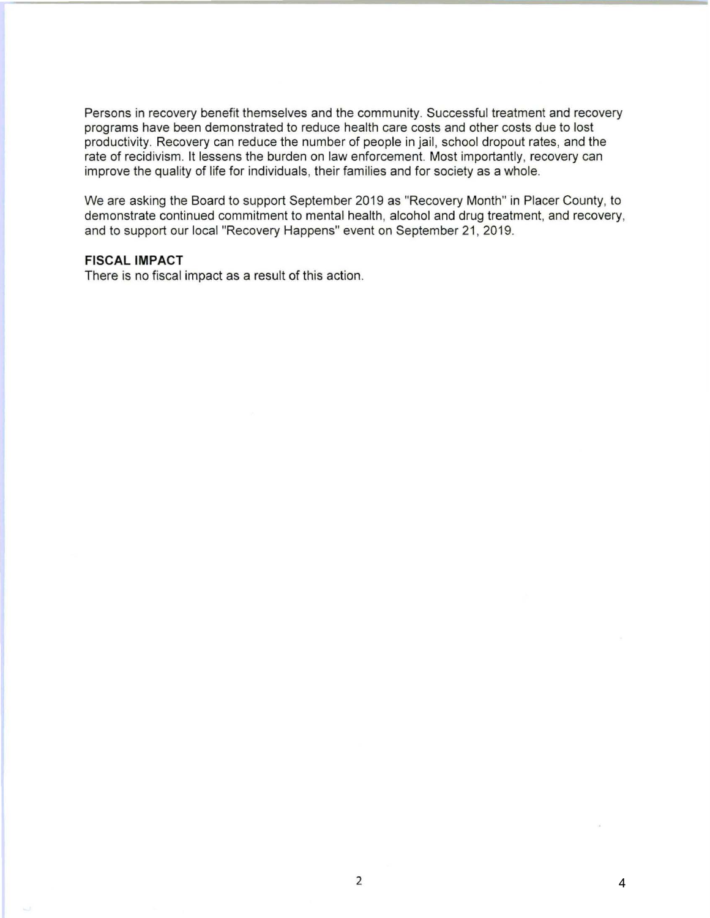Persons in recovery benefit themselves and the community. Successful treatment and recovery programs have been demonstrated to reduce health care costs and other costs due to lost productivity. Recovery can reduce the number of people in jail, school dropout rates, and the rate of recidivism. It lessens the burden on law enforcement. Most importantly, recovery can improve the quality of life for individuals, their families and for society as a whole.

We are asking the Board to support September 2019 as "Recovery Month" in Placer County, to demonstrate continued commitment to mental health, alcohol and drug treatment, and recovery, and to support our local "Recovery Happens" event on September 21, 2019.

**FISCAL IMPACT**

There is no fiscal impact as a result of this action.